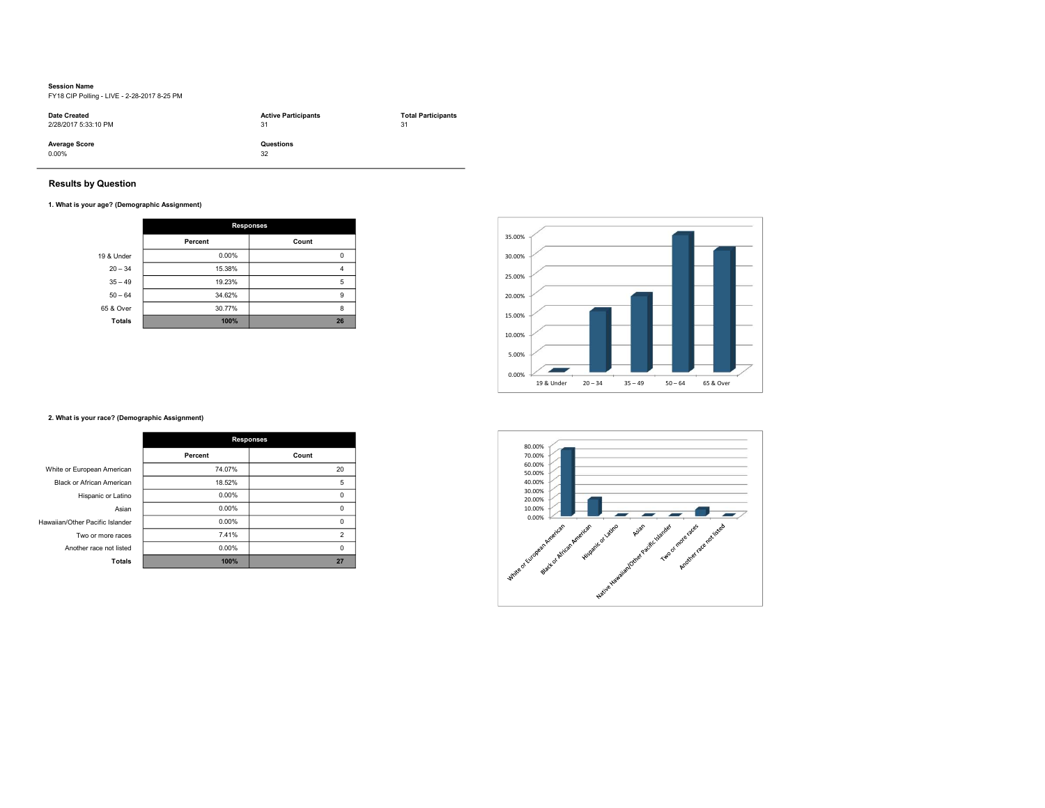**Session Name**
FY18 CIP Polling - LIVE - 2-28-2017 8-25 PM

| Date Created | Active Participants | Total Participants |
|---|---|---|
| 2/28/2017 5:33:10 PM | 31 | 31 |

| Average Score | Questions |
|---|---|
| 0.00% | 32 |

## Results by Question

### 1. What is your age? (Demographic Assignment)

| | Responses | |
|---|---|---|
| | Percent | Count |
| 19 & Under | 0.00% | 0 |
| 20 – 34 | 15.38% | 4 |
| 35 – 49 | 19.23% | 5 |
| 50 – 64 | 34.62% | 9 |
| 65 & Over | 30.77% | 8 |
| **Totals** | **100%** | **26** |

### 2. What is your race? (Demographic Assignment)

| | Responses | |
|---|---|---|
| | Percent | Count |
| White or European American | 74.07% | 20 |
| Black or African American | 18.52% | 5 |
| Hispanic or Latino | 0.00% | 0 |
| Asian | 0.00% | 0 |
| Hawaiian/Other Pacific Islander | 0.00% | 0 |
| Two or more races | 7.41% | 2 |
| Another race not listed | 0.00% | 0 |
| **Totals** | **100%** | **27** |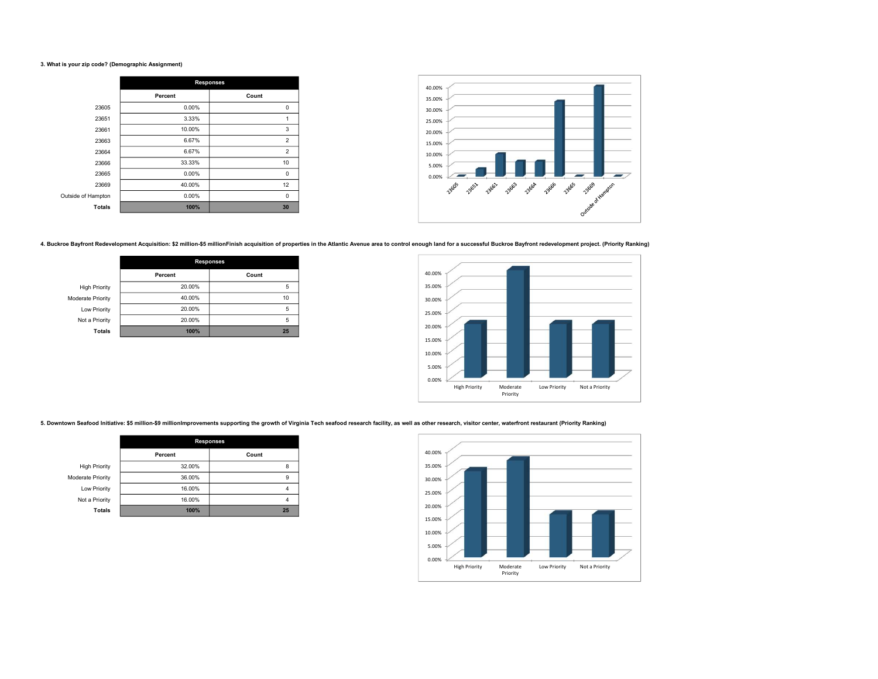**3. What is your zip code? (Demographic Assignment)**

| | Responses | |
|---|---|---|
| | Percent | Count |
| 23605 | 0.00% | 0 |
| 23651 | 3.33% | 1 |
| 23661 | 10.00% | 3 |
| 23663 | 6.67% | 2 |
| 23664 | 6.67% | 2 |
| 23666 | 33.33% | 10 |
| 23665 | 0.00% | 0 |
| 23669 | 40.00% | 12 |
| Outside of Hampton | 0.00% | 0 |
| **Totals** | **100%** | **30** |

**4. Buckroe Bayfront Redevelopment Acquisition: $2 million-$5 millionFinish acquisition of properties in the Atlantic Avenue area to control enough land for a successful Buckroe Bayfront redevelopment project. (Priority Ranking)**

| | Responses | |
|---|---|---|
| | Percent | Count |
| High Priority | 20.00% | 5 |
| Moderate Priority | 40.00% | 10 |
| Low Priority | 20.00% | 5 |
| Not a Priority | 20.00% | 5 |
| **Totals** | **100%** | **25** |

**5. Downtown Seafood Initiative: $5 million-$9 millionImprovements supporting the growth of Virginia Tech seafood research facility, as well as other research, visitor center, waterfront restaurant (Priority Ranking)**

| | Responses | |
|---|---|---|
| | Percent | Count |
| High Priority | 32.00% | 8 |
| Moderate Priority | 36.00% | 9 |
| Low Priority | 16.00% | 4 |
| Not a Priority | 16.00% | 4 |
| **Totals** | **100%** | **25** |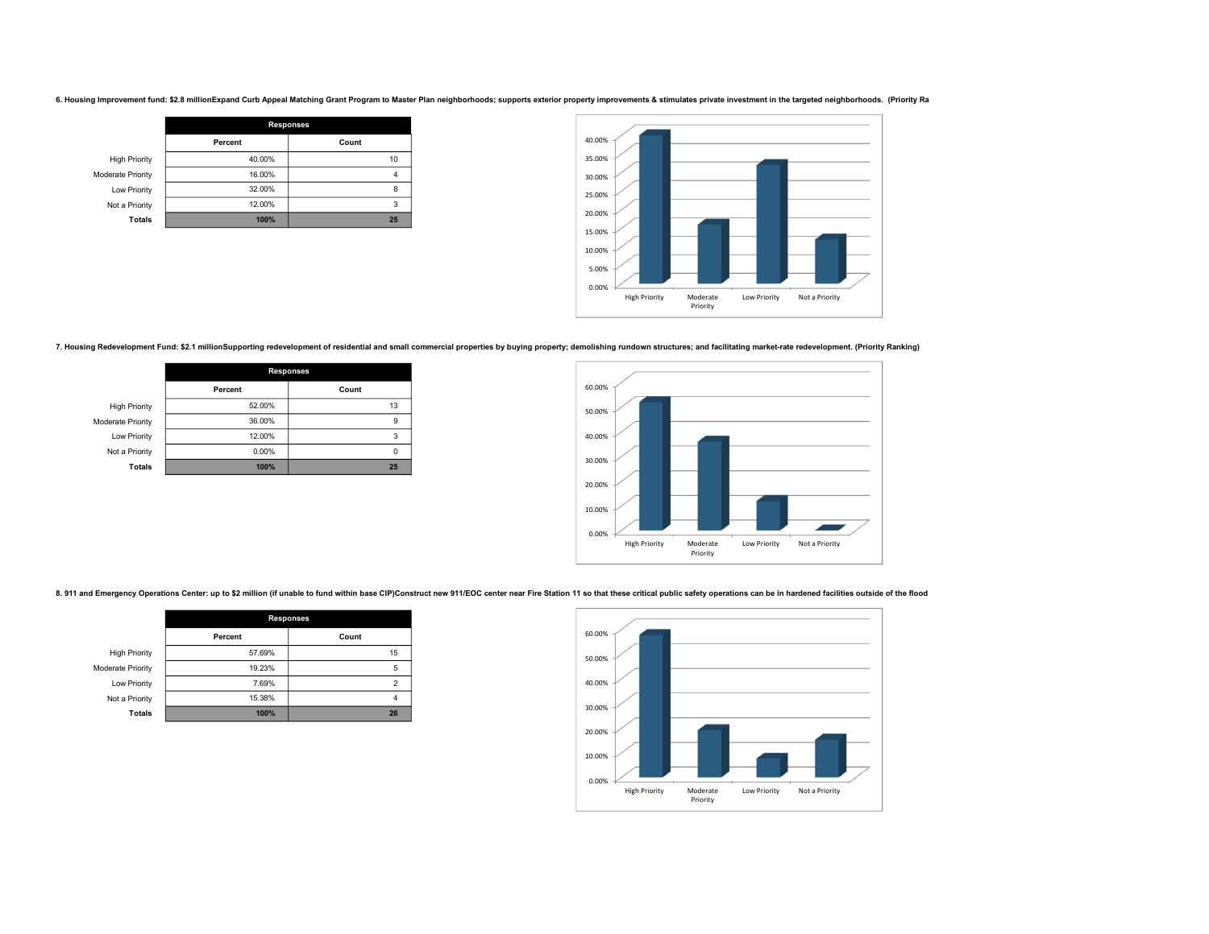**6. Housing Improvement fund: $2.8 millionExpand Curb Appeal Matching Grant Program to Master Plan neighborhoods; supports exterior property improvements & stimulates private investment in the targeted neighborhoods. (Priority Ra**

| | Responses | |
|---|---|---|
| | Percent | Count |
| High Priority | 40.00% | 10 |
| Moderate Priority | 16.00% | 4 |
| Low Priority | 32.00% | 8 |
| Not a Priority | 12.00% | 3 |
| **Totals** | **100%** | **25** |

**7. Housing Redevelopment Fund: $2.1 millionSupporting redevelopment of residential and small commercial properties by buying property; demolishing rundown structures; and facilitating market-rate redevelopment. (Priority Ranking)**

| | Responses | |
|---|---|---|
| | Percent | Count |
| High Priority | 52.00% | 13 |
| Moderate Priority | 36.00% | 9 |
| Low Priority | 12.00% | 3 |
| Not a Priority | 0.00% | 0 |
| **Totals** | **100%** | **25** |

**8. 911 and Emergency Operations Center: up to $2 million (if unable to fund within base CIP)Construct new 911/EOC center near Fire Station 11 so that these critical public safety operations can be in hardened facilities outside of the flood**

| | Responses | |
|---|---|---|
| | Percent | Count |
| High Priority | 57.69% | 15 |
| Moderate Priority | 19.23% | 5 |
| Low Priority | 7.69% | 2 |
| Not a Priority | 15.38% | 4 |
| **Totals** | **100%** | **26** |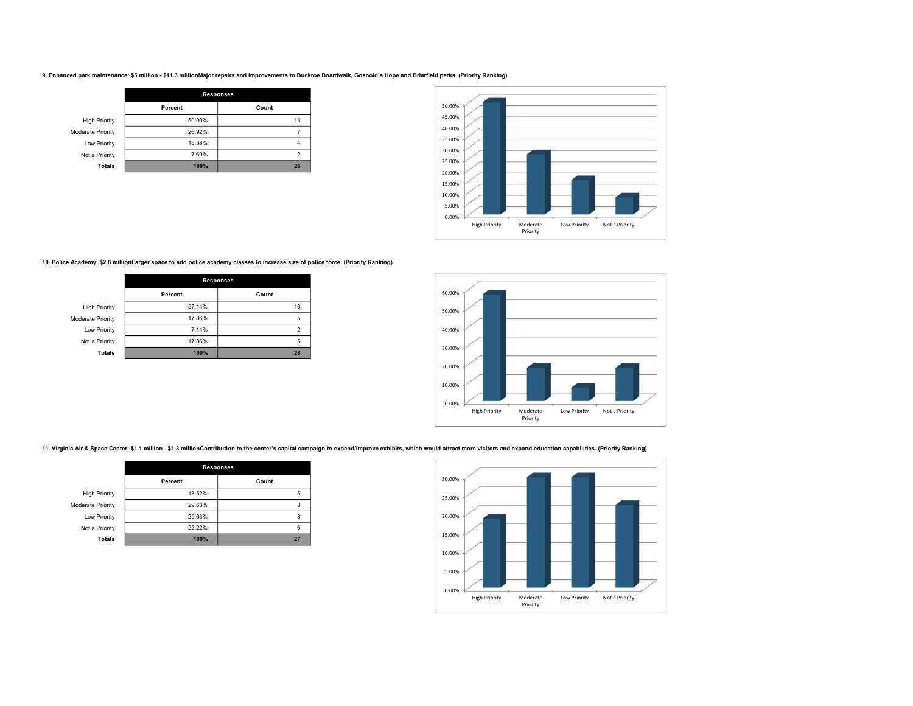**9. Enhanced park maintenance: $5 million - $11.3 millionMajor repairs and improvements to Buckroe Boardwalk, Gosnold's Hope and Briarfield parks. (Priority Ranking)**

| | Responses | |
|---|---|---|
| | Percent | Count |
| High Priority | 50.00% | 13 |
| Moderate Priority | 26.92% | 7 |
| Low Priority | 15.38% | 4 |
| Not a Priority | 7.69% | 2 |
| **Totals** | **100%** | **26** |

**10. Police Academy: $2.8 millionLarger space to add police academy classes to increase size of police force. (Priority Ranking)**

| | Responses | |
|---|---|---|
| | Percent | Count |
| High Priority | 57.14% | 16 |
| Moderate Priority | 17.86% | 5 |
| Low Priority | 7.14% | 2 |
| Not a Priority | 17.86% | 5 |
| **Totals** | **100%** | **28** |

**11. Virginia Air & Space Center: $1.1 million - $1.3 millionContribution to the center's capital campaign to expand/improve exhibits, which would attract more visitors and expand education capabilities. (Priority Ranking)**

| | Responses | |
|---|---|---|
| | Percent | Count |
| High Priority | 18.52% | 5 |
| Moderate Priority | 29.63% | 8 |
| Low Priority | 29.63% | 8 |
| Not a Priority | 22.22% | 6 |
| **Totals** | **100%** | **27** |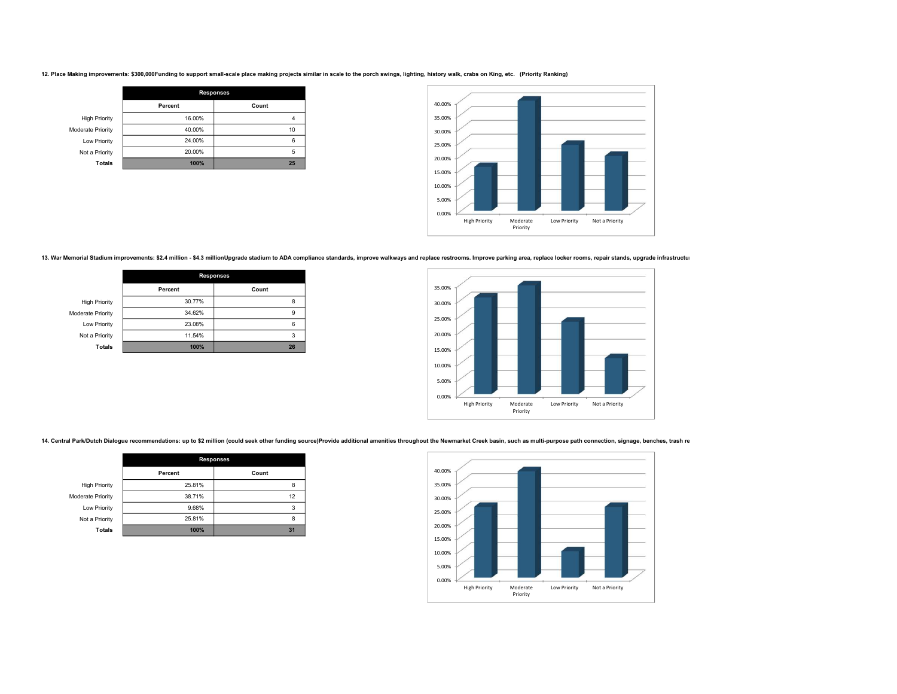**12. Place Making improvements: $300,000Funding to support small-scale place making projects similar in scale to the porch swings, lighting, history walk, crabs on King, etc. (Priority Ranking)**

| | Responses | |
|---|---|---|
| | Percent | Count |
| High Priority | 16.00% | 4 |
| Moderate Priority | 40.00% | 10 |
| Low Priority | 24.00% | 6 |
| Not a Priority | 20.00% | 5 |
| **Totals** | **100%** | **25** |

**13. War Memorial Stadium improvements: $2.4 million - $4.3 millionUpgrade stadium to ADA compliance standards, improve walkways and replace restrooms. Improve parking area, replace locker rooms, repair stands, upgrade infrastructu**

| | Responses | |
|---|---|---|
| | Percent | Count |
| High Priority | 30.77% | 8 |
| Moderate Priority | 34.62% | 9 |
| Low Priority | 23.08% | 6 |
| Not a Priority | 11.54% | 3 |
| **Totals** | **100%** | **26** |

**14. Central Park/Dutch Dialogue recommendations: up to $2 million (could seek other funding source)Provide additional amenities throughout the Newmarket Creek basin, such as multi-purpose path connection, signage, benches, trash re**

| | Responses | |
|---|---|---|
| | Percent | Count |
| High Priority | 25.81% | 8 |
| Moderate Priority | 38.71% | 12 |
| Low Priority | 9.68% | 3 |
| Not a Priority | 25.81% | 8 |
| **Totals** | **100%** | **31** |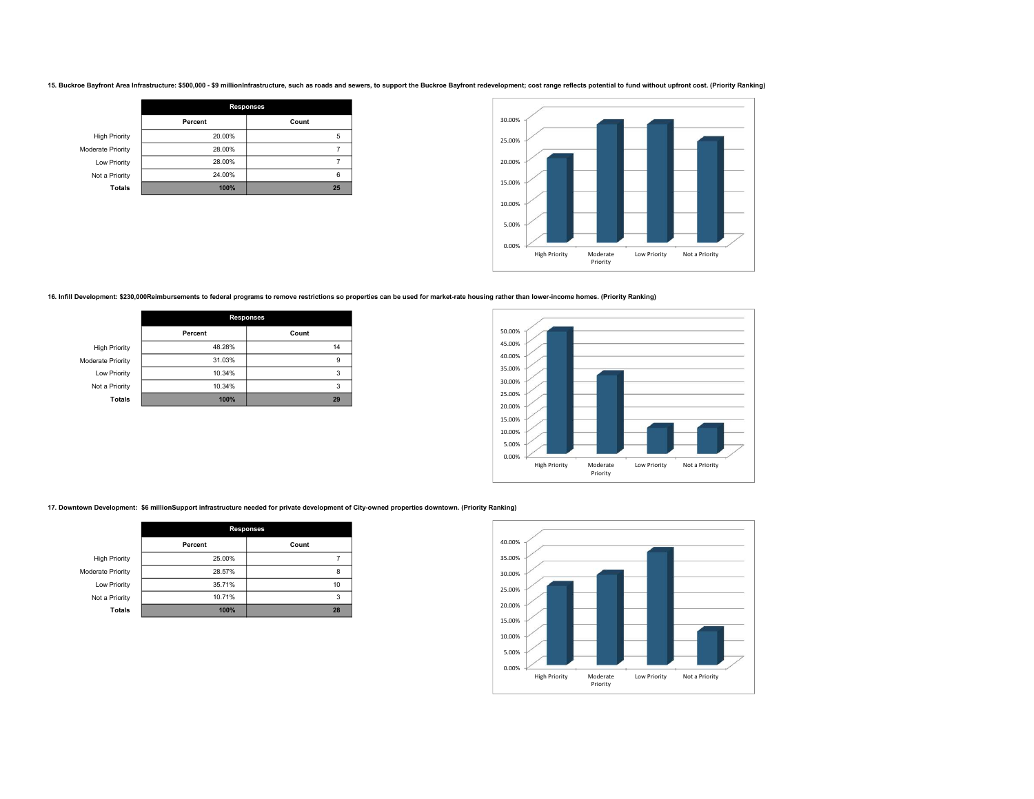**15. Buckroe Bayfront Area Infrastructure: $500,000 - $9 millionInfrastructure, such as roads and sewers, to support the Buckroe Bayfront redevelopment; cost range reflects potential to fund without upfront cost. (Priority Ranking)**

| | Responses | |
|---|---|---|
| | Percent | Count |
| High Priority | 20.00% | 5 |
| Moderate Priority | 28.00% | 7 |
| Low Priority | 28.00% | 7 |
| Not a Priority | 24.00% | 6 |
| **Totals** | **100%** | **25** |

**16. Infill Development: $230,000Reimbursements to federal programs to remove restrictions so properties can be used for market-rate housing rather than lower-income homes. (Priority Ranking)**

| | Responses | |
|---|---|---|
| | Percent | Count |
| High Priority | 48.28% | 14 |
| Moderate Priority | 31.03% | 9 |
| Low Priority | 10.34% | 3 |
| Not a Priority | 10.34% | 3 |
| **Totals** | **100%** | **29** |

**17. Downtown Development: $6 millionSupport infrastructure needed for private development of City-owned properties downtown. (Priority Ranking)**

| | Responses | |
|---|---|---|
| | Percent | Count |
| High Priority | 25.00% | 7 |
| Moderate Priority | 28.57% | 8 |
| Low Priority | 35.71% | 10 |
| Not a Priority | 10.71% | 3 |
| **Totals** | **100%** | **28** |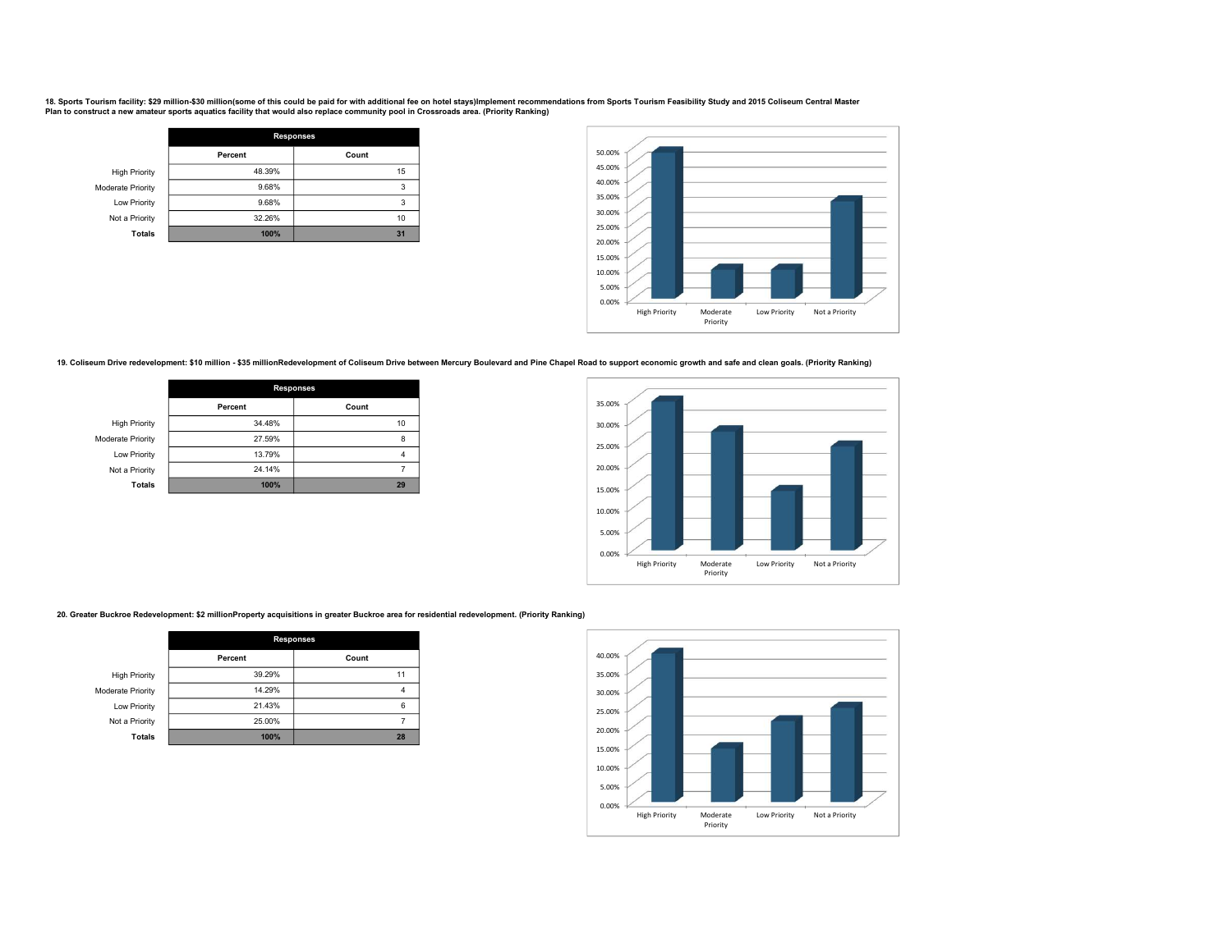**18. Sports Tourism facility: $29 million-$30 million(some of this could be paid for with additional fee on hotel stays)Implement recommendations from Sports Tourism Feasibility Study and 2015 Coliseum Central Master Plan to construct a new amateur sports aquatics facility that would also replace community pool in Crossroads area. (Priority Ranking)**

| | Responses | |
|---|---|---|
| | Percent | Count |
| High Priority | 48.39% | 15 |
| Moderate Priority | 9.68% | 3 |
| Low Priority | 9.68% | 3 |
| Not a Priority | 32.26% | 10 |
| **Totals** | **100%** | **31** |

**19. Coliseum Drive redevelopment: $10 million - $35 millionRedevelopment of Coliseum Drive between Mercury Boulevard and Pine Chapel Road to support economic growth and safe and clean goals. (Priority Ranking)**

| | Responses | |
|---|---|---|
| | Percent | Count |
| High Priority | 34.48% | 10 |
| Moderate Priority | 27.59% | 8 |
| Low Priority | 13.79% | 4 |
| Not a Priority | 24.14% | 7 |
| **Totals** | **100%** | **29** |

**20. Greater Buckroe Redevelopment: $2 millionProperty acquisitions in greater Buckroe area for residential redevelopment. (Priority Ranking)**

| | Responses | |
|---|---|---|
| | Percent | Count |
| High Priority | 39.29% | 11 |
| Moderate Priority | 14.29% | 4 |
| Low Priority | 21.43% | 6 |
| Not a Priority | 25.00% | 7 |
| **Totals** | **100%** | **28** |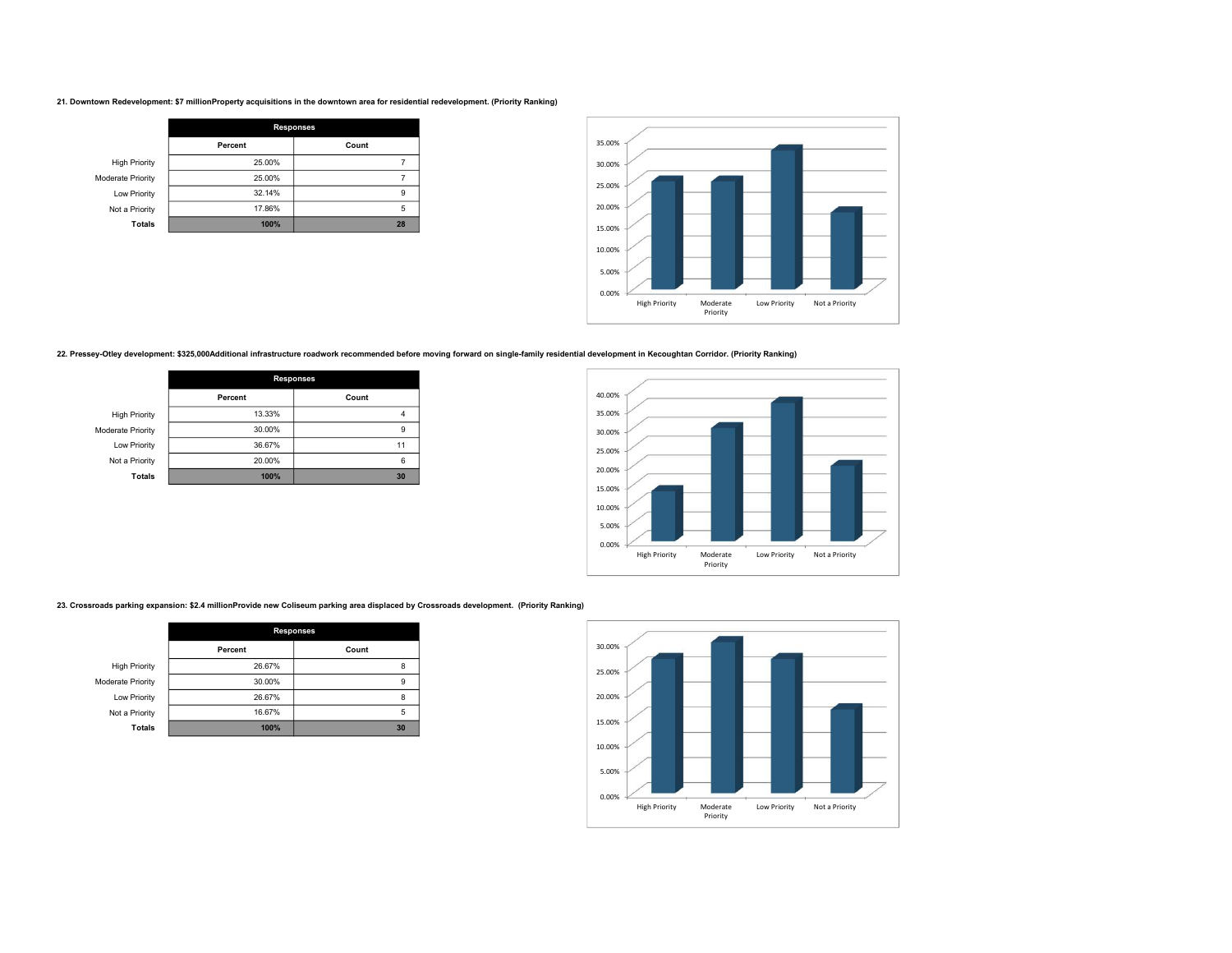**21. Downtown Redevelopment: $7 millionProperty acquisitions in the downtown area for residential redevelopment. (Priority Ranking)**

| | Responses | |
|---|---|---|
| | Percent | Count |
| High Priority | 25.00% | 7 |
| Moderate Priority | 25.00% | 7 |
| Low Priority | 32.14% | 9 |
| Not a Priority | 17.86% | 5 |
| **Totals** | **100%** | **28** |

**22. Pressey-Otley development: $325,000Additional infrastructure roadwork recommended before moving forward on single-family residential development in Kecoughtan Corridor. (Priority Ranking)**

| | Responses | |
|---|---|---|
| | Percent | Count |
| High Priority | 13.33% | 4 |
| Moderate Priority | 30.00% | 9 |
| Low Priority | 36.67% | 11 |
| Not a Priority | 20.00% | 6 |
| **Totals** | **100%** | **30** |

**23. Crossroads parking expansion: $2.4 millionProvide new Coliseum parking area displaced by Crossroads development. (Priority Ranking)**

| | Responses | |
|---|---|---|
| | Percent | Count |
| High Priority | 26.67% | 8 |
| Moderate Priority | 30.00% | 9 |
| Low Priority | 26.67% | 8 |
| Not a Priority | 16.67% | 5 |
| **Totals** | **100%** | **30** |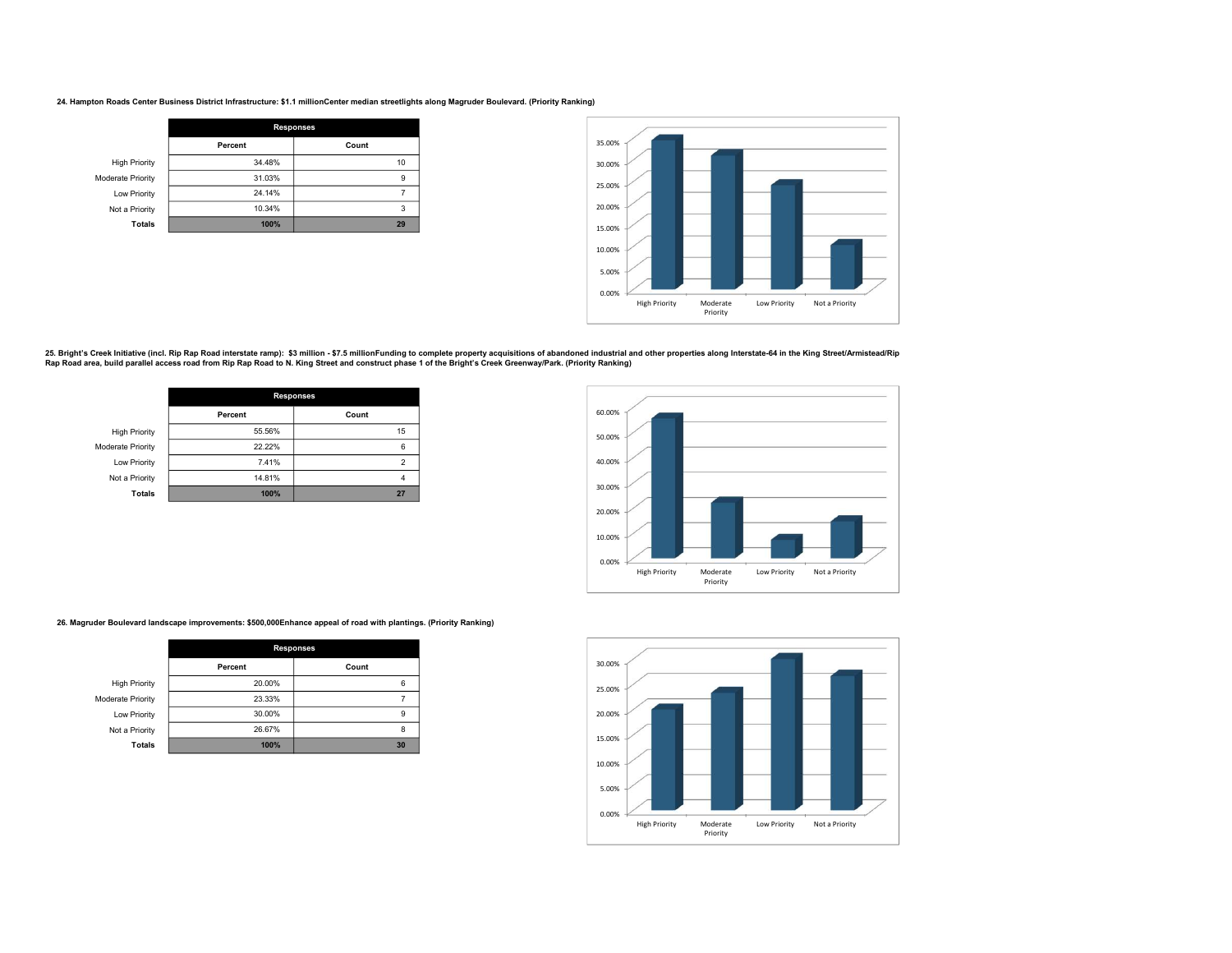**24. Hampton Roads Center Business District Infrastructure: $1.1 millionCenter median streetlights along Magruder Boulevard. (Priority Ranking)**

| | Responses | |
|---|---|---|
| | Percent | Count |
| High Priority | 34.48% | 10 |
| Moderate Priority | 31.03% | 9 |
| Low Priority | 24.14% | 7 |
| Not a Priority | 10.34% | 3 |
| **Totals** | **100%** | **29** |

**25. Bright's Creek Initiative (incl. Rip Rap Road interstate ramp): $3 million - $7.5 millionFunding to complete property acquisitions of abandoned industrial and other properties along Interstate-64 in the King Street/Armistead/Rip Rap Road area, build parallel access road from Rip Rap Road to N. King Street and construct phase 1 of the Bright's Creek Greenway/Park. (Priority Ranking)**

| | Responses | |
|---|---|---|
| | Percent | Count |
| High Priority | 55.56% | 15 |
| Moderate Priority | 22.22% | 6 |
| Low Priority | 7.41% | 2 |
| Not a Priority | 14.81% | 4 |
| **Totals** | **100%** | **27** |

**26. Magruder Boulevard landscape improvements: $500,000Enhance appeal of road with plantings. (Priority Ranking)**

| | Responses | |
|---|---|---|
| | Percent | Count |
| High Priority | 20.00% | 6 |
| Moderate Priority | 23.33% | 7 |
| Low Priority | 30.00% | 9 |
| Not a Priority | 26.67% | 8 |
| **Totals** | **100%** | **30** |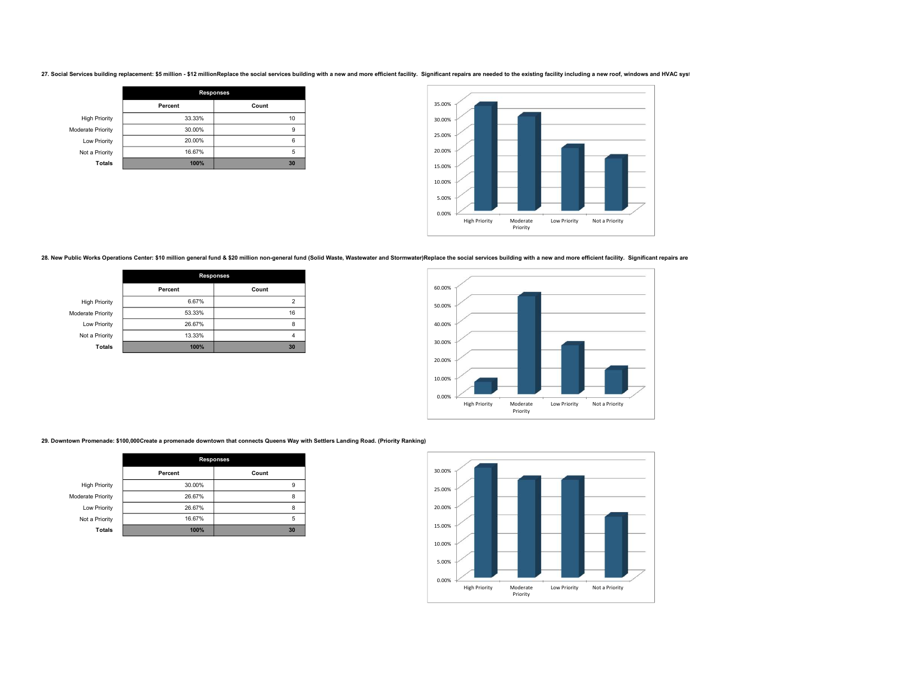**27. Social Services building replacement: $5 million - $12 millionReplace the social services building with a new and more efficient facility. Significant repairs are needed to the existing facility including a new roof, windows and HVAC syst**

| | Responses | |
|---|---|---|
| | Percent | Count |
| High Priority | 33.33% | 10 |
| Moderate Priority | 30.00% | 9 |
| Low Priority | 20.00% | 6 |
| Not a Priority | 16.67% | 5 |
| **Totals** | **100%** | **30** |

**28. New Public Works Operations Center: $10 million general fund & $20 million non-general fund (Solid Waste, Wastewater and Stormwater)Replace the social services building with a new and more efficient facility. Significant repairs are**

| | Responses | |
|---|---|---|
| | Percent | Count |
| High Priority | 6.67% | 2 |
| Moderate Priority | 53.33% | 16 |
| Low Priority | 26.67% | 8 |
| Not a Priority | 13.33% | 4 |
| **Totals** | **100%** | **30** |

**29. Downtown Promenade: $100,000Create a promenade downtown that connects Queens Way with Settlers Landing Road. (Priority Ranking)**

| | Responses | |
|---|---|---|
| | Percent | Count |
| High Priority | 30.00% | 9 |
| Moderate Priority | 26.67% | 8 |
| Low Priority | 26.67% | 8 |
| Not a Priority | 16.67% | 5 |
| **Totals** | **100%** | **30** |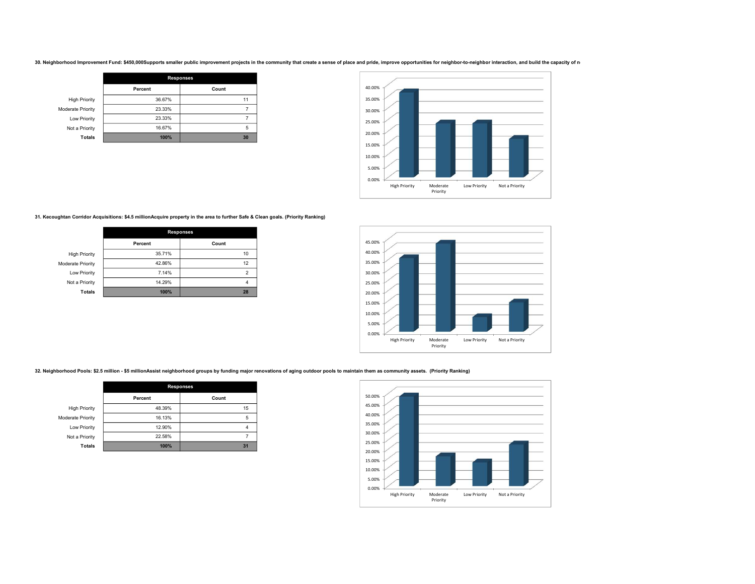**30. Neighborhood Improvement Fund: $450,000Supports smaller public improvement projects in the community that create a sense of place and pride, improve opportunities for neighbor-to-neighbor interaction, and build the capacity of n**

| | Responses | |
|---|---|---|
| | Percent | Count |
| High Priority | 36.67% | 11 |
| Moderate Priority | 23.33% | 7 |
| Low Priority | 23.33% | 7 |
| Not a Priority | 16.67% | 5 |
| **Totals** | **100%** | **30** |

40.00%
35.00%
30.00%
25.00%
20.00%
15.00%
10.00%
5.00%
0.00%
High Priority
Moderate Priority
Low Priority
Not a Priority

**31. Kecoughtan Corridor Acquisitions: $4.5 millionAcquire property in the area to further Safe & Clean goals. (Priority Ranking)**

| | Responses | |
|---|---|---|
| | Percent | Count |
| High Priority | 35.71% | 10 |
| Moderate Priority | 42.86% | 12 |
| Low Priority | 7.14% | 2 |
| Not a Priority | 14.29% | 4 |
| **Totals** | **100%** | **28** |

45.00%
40.00%
35.00%
30.00%
25.00%
20.00%
15.00%
10.00%
5.00%
0.00%
High Priority
Moderate Priority
Low Priority
Not a Priority

**32. Neighborhood Pools: $2.5 million - $5 millionAssist neighborhood groups by funding major renovations of aging outdoor pools to maintain them as community assets. (Priority Ranking)**

| | Responses | |
|---|---|---|
| | Percent | Count |
| High Priority | 48.39% | 15 |
| Moderate Priority | 16.13% | 5 |
| Low Priority | 12.90% | 4 |
| Not a Priority | 22.58% | 7 |
| **Totals** | **100%** | **31** |

50.00%
45.00%
40.00%
35.00%
30.00%
25.00%
20.00%
15.00%
10.00%
5.00%
0.00%
High Priority
Moderate Priority
Low Priority
Not a Priority